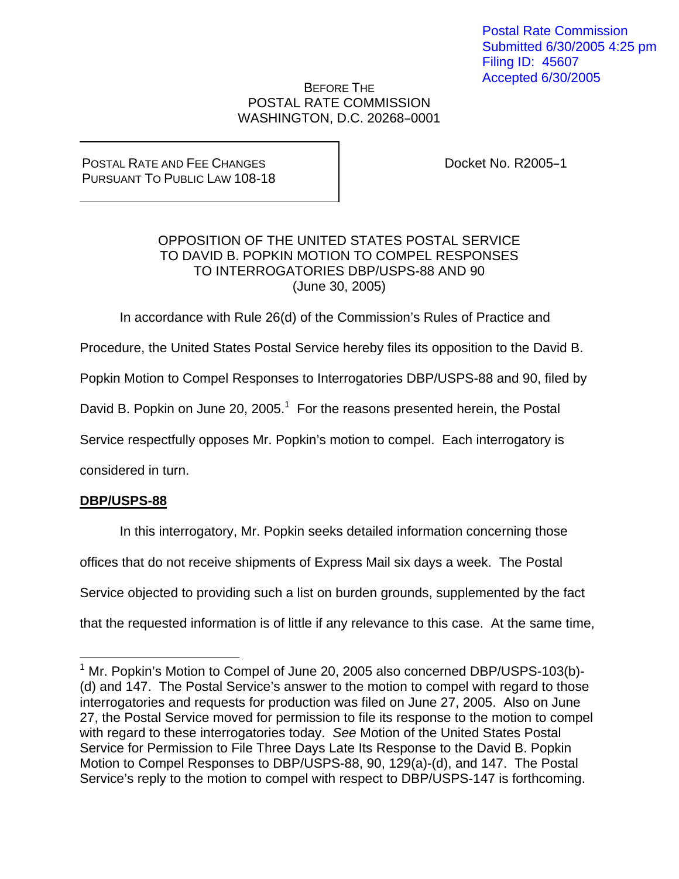Postal Rate Commission
Submitted 6/30/2005 4:25 pm
Filing ID: 45607
Accepted 6/30/2005

BEFORE THE
POSTAL RATE COMMISSION
WASHINGTON, D.C. 20268–0001

POSTAL RATE AND FEE CHANGES
PURSUANT TO PUBLIC LAW 108-18

Docket No. R2005–1

OPPOSITION OF THE UNITED STATES POSTAL SERVICE
TO DAVID B. POPKIN MOTION TO COMPEL RESPONSES
TO INTERROGATORIES DBP/USPS-88 AND 90
(June 30, 2005)

In accordance with Rule 26(d) of the Commission's Rules of Practice and Procedure, the United States Postal Service hereby files its opposition to the David B. Popkin Motion to Compel Responses to Interrogatories DBP/USPS-88 and 90, filed by David B. Popkin on June 20, 2005.[1] For the reasons presented herein, the Postal Service respectfully opposes Mr. Popkin's motion to compel. Each interrogatory is considered in turn.

**DBP/USPS-88**

In this interrogatory, Mr. Popkin seeks detailed information concerning those offices that do not receive shipments of Express Mail six days a week. The Postal Service objected to providing such a list on burden grounds, supplemented by the fact that the requested information is of little if any relevance to this case. At the same time,

[1] Mr. Popkin's Motion to Compel of June 20, 2005 also concerned DBP/USPS-103(b)-(d) and 147. The Postal Service's answer to the motion to compel with regard to those interrogatories and requests for production was filed on June 27, 2005. Also on June 27, the Postal Service moved for permission to file its response to the motion to compel with regard to these interrogatories today. *See* Motion of the United States Postal Service for Permission to File Three Days Late Its Response to the David B. Popkin Motion to Compel Responses to DBP/USPS-88, 90, 129(a)-(d), and 147. The Postal Service's reply to the motion to compel with respect to DBP/USPS-147 is forthcoming.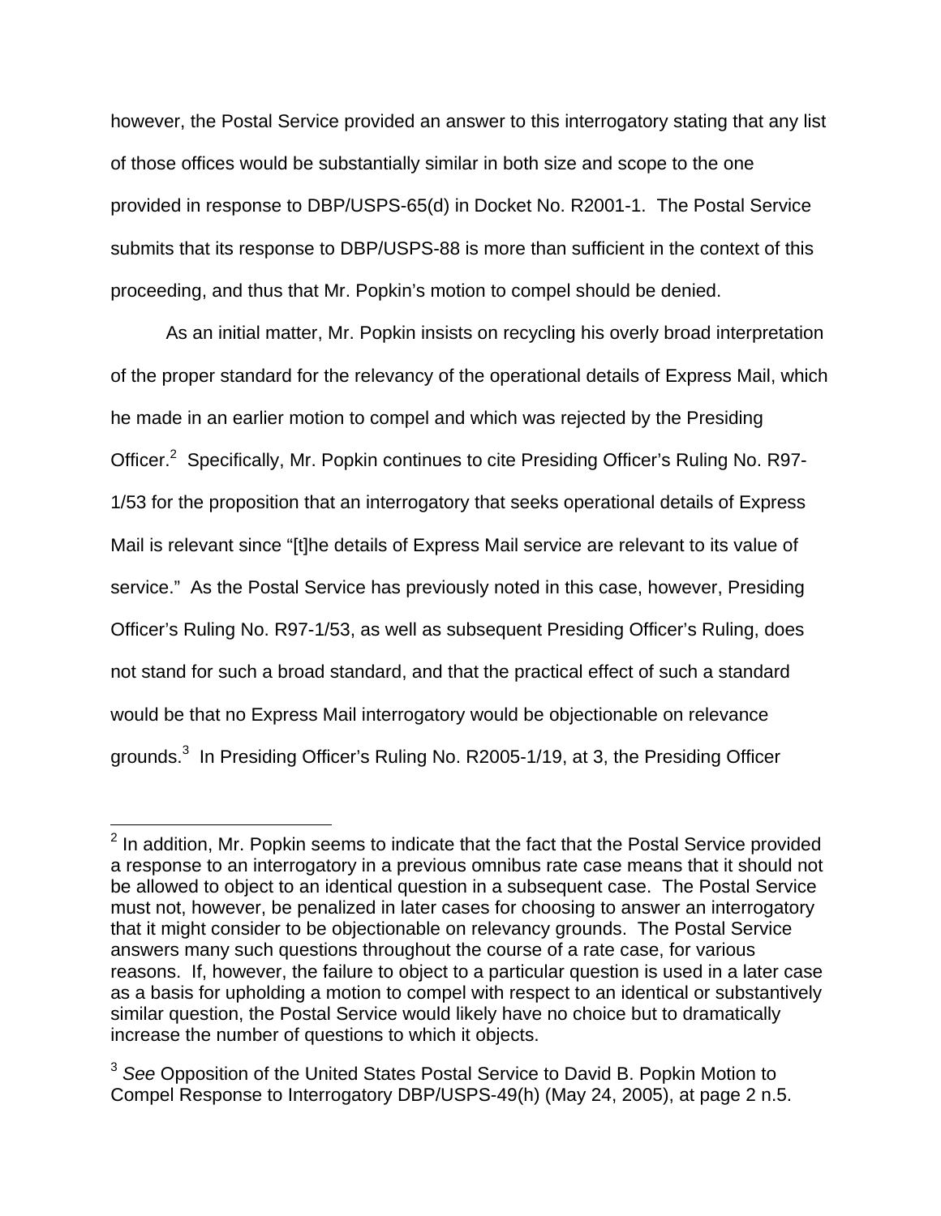however, the Postal Service provided an answer to this interrogatory stating that any list of those offices would be substantially similar in both size and scope to the one provided in response to DBP/USPS-65(d) in Docket No. R2001-1. The Postal Service submits that its response to DBP/USPS-88 is more than sufficient in the context of this proceeding, and thus that Mr. Popkin's motion to compel should be denied.

As an initial matter, Mr. Popkin insists on recycling his overly broad interpretation of the proper standard for the relevancy of the operational details of Express Mail, which he made in an earlier motion to compel and which was rejected by the Presiding Officer.[2] Specifically, Mr. Popkin continues to cite Presiding Officer's Ruling No. R97-1/53 for the proposition that an interrogatory that seeks operational details of Express Mail is relevant since "[t]he details of Express Mail service are relevant to its value of service." As the Postal Service has previously noted in this case, however, Presiding Officer's Ruling No. R97-1/53, as well as subsequent Presiding Officer's Ruling, does not stand for such a broad standard, and that the practical effect of such a standard would be that no Express Mail interrogatory would be objectionable on relevance grounds.[3] In Presiding Officer's Ruling No. R2005-1/19, at 3, the Presiding Officer

---

[2] In addition, Mr. Popkin seems to indicate that the fact that the Postal Service provided a response to an interrogatory in a previous omnibus rate case means that it should not be allowed to object to an identical question in a subsequent case. The Postal Service must not, however, be penalized in later cases for choosing to answer an interrogatory that it might consider to be objectionable on relevancy grounds. The Postal Service answers many such questions throughout the course of a rate case, for various reasons. If, however, the failure to object to a particular question is used in a later case as a basis for upholding a motion to compel with respect to an identical or substantively similar question, the Postal Service would likely have no choice but to dramatically increase the number of questions to which it objects.

[3] *See* Opposition of the United States Postal Service to David B. Popkin Motion to Compel Response to Interrogatory DBP/USPS-49(h) (May 24, 2005), at page 2 n.5.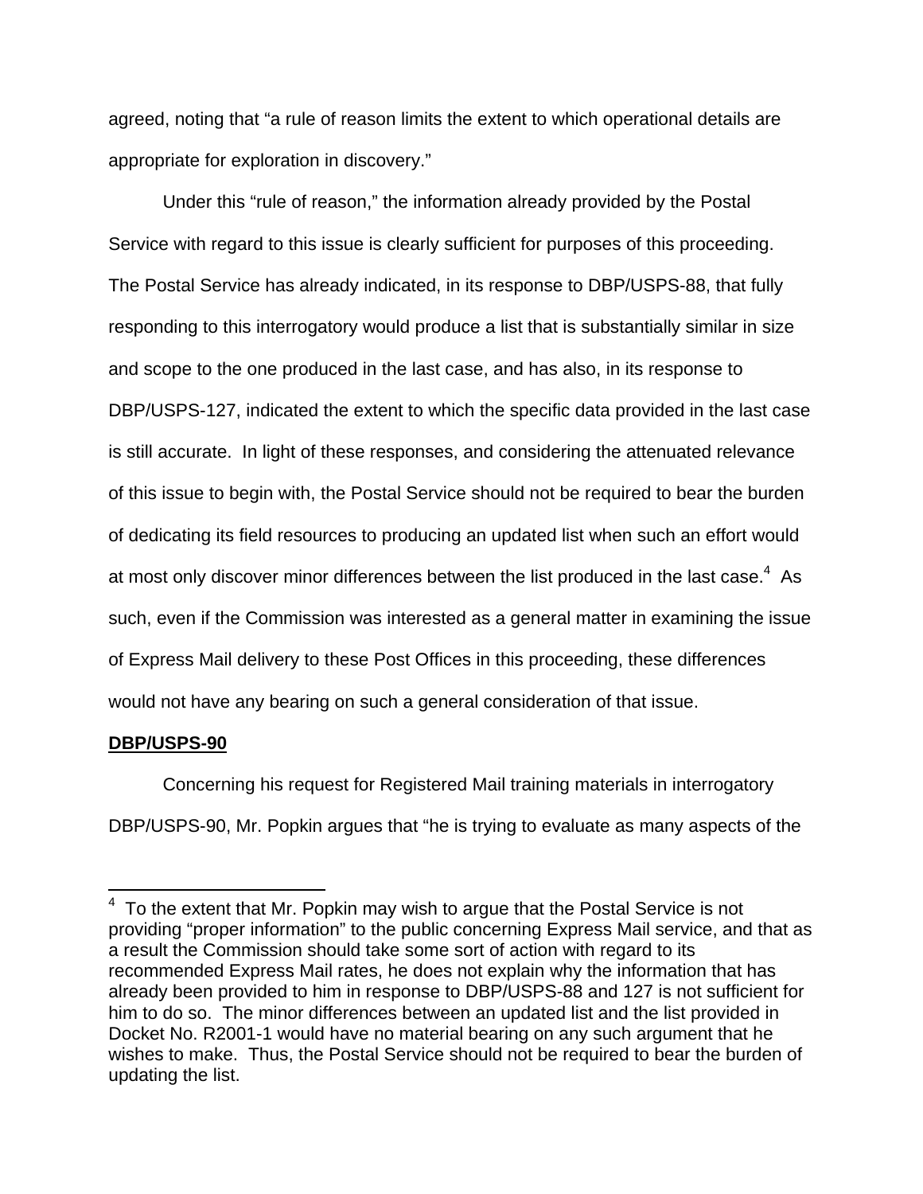agreed, noting that "a rule of reason limits the extent to which operational details are appropriate for exploration in discovery."

Under this "rule of reason," the information already provided by the Postal Service with regard to this issue is clearly sufficient for purposes of this proceeding. The Postal Service has already indicated, in its response to DBP/USPS-88, that fully responding to this interrogatory would produce a list that is substantially similar in size and scope to the one produced in the last case, and has also, in its response to DBP/USPS-127, indicated the extent to which the specific data provided in the last case is still accurate. In light of these responses, and considering the attenuated relevance of this issue to begin with, the Postal Service should not be required to bear the burden of dedicating its field resources to producing an updated list when such an effort would at most only discover minor differences between the list produced in the last case.[4] As such, even if the Commission was interested as a general matter in examining the issue of Express Mail delivery to these Post Offices in this proceeding, these differences would not have any bearing on such a general consideration of that issue.

**DBP/USPS-90**

Concerning his request for Registered Mail training materials in interrogatory DBP/USPS-90, Mr. Popkin argues that "he is trying to evaluate as many aspects of the

---

[4] To the extent that Mr. Popkin may wish to argue that the Postal Service is not providing "proper information" to the public concerning Express Mail service, and that as a result the Commission should take some sort of action with regard to its recommended Express Mail rates, he does not explain why the information that has already been provided to him in response to DBP/USPS-88 and 127 is not sufficient for him to do so. The minor differences between an updated list and the list provided in Docket No. R2001-1 would have no material bearing on any such argument that he wishes to make. Thus, the Postal Service should not be required to bear the burden of updating the list.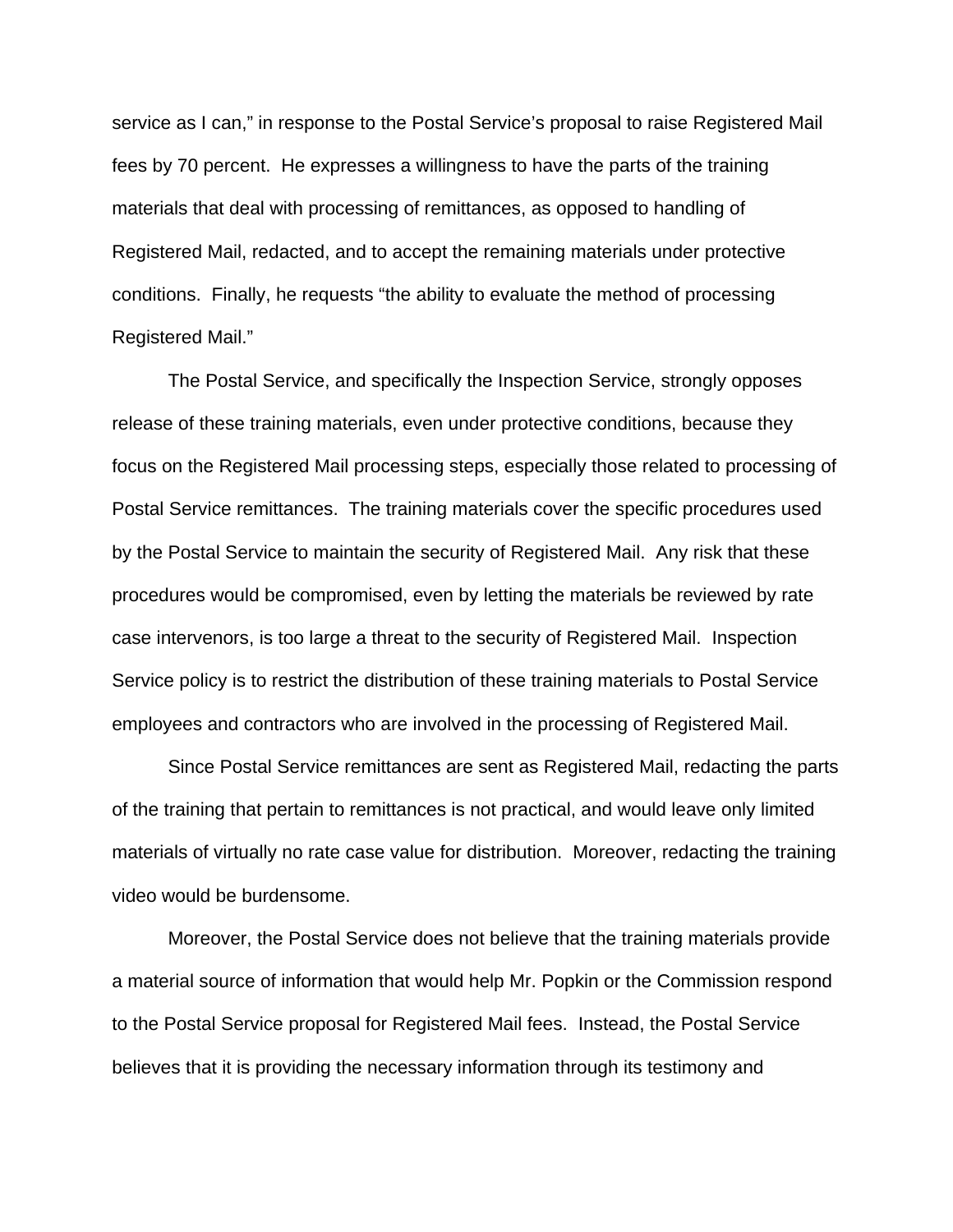service as I can," in response to the Postal Service's proposal to raise Registered Mail fees by 70 percent. He expresses a willingness to have the parts of the training materials that deal with processing of remittances, as opposed to handling of Registered Mail, redacted, and to accept the remaining materials under protective conditions. Finally, he requests "the ability to evaluate the method of processing Registered Mail."

The Postal Service, and specifically the Inspection Service, strongly opposes release of these training materials, even under protective conditions, because they focus on the Registered Mail processing steps, especially those related to processing of Postal Service remittances. The training materials cover the specific procedures used by the Postal Service to maintain the security of Registered Mail. Any risk that these procedures would be compromised, even by letting the materials be reviewed by rate case intervenors, is too large a threat to the security of Registered Mail. Inspection Service policy is to restrict the distribution of these training materials to Postal Service employees and contractors who are involved in the processing of Registered Mail.

Since Postal Service remittances are sent as Registered Mail, redacting the parts of the training that pertain to remittances is not practical, and would leave only limited materials of virtually no rate case value for distribution. Moreover, redacting the training video would be burdensome.

Moreover, the Postal Service does not believe that the training materials provide a material source of information that would help Mr. Popkin or the Commission respond to the Postal Service proposal for Registered Mail fees. Instead, the Postal Service believes that it is providing the necessary information through its testimony and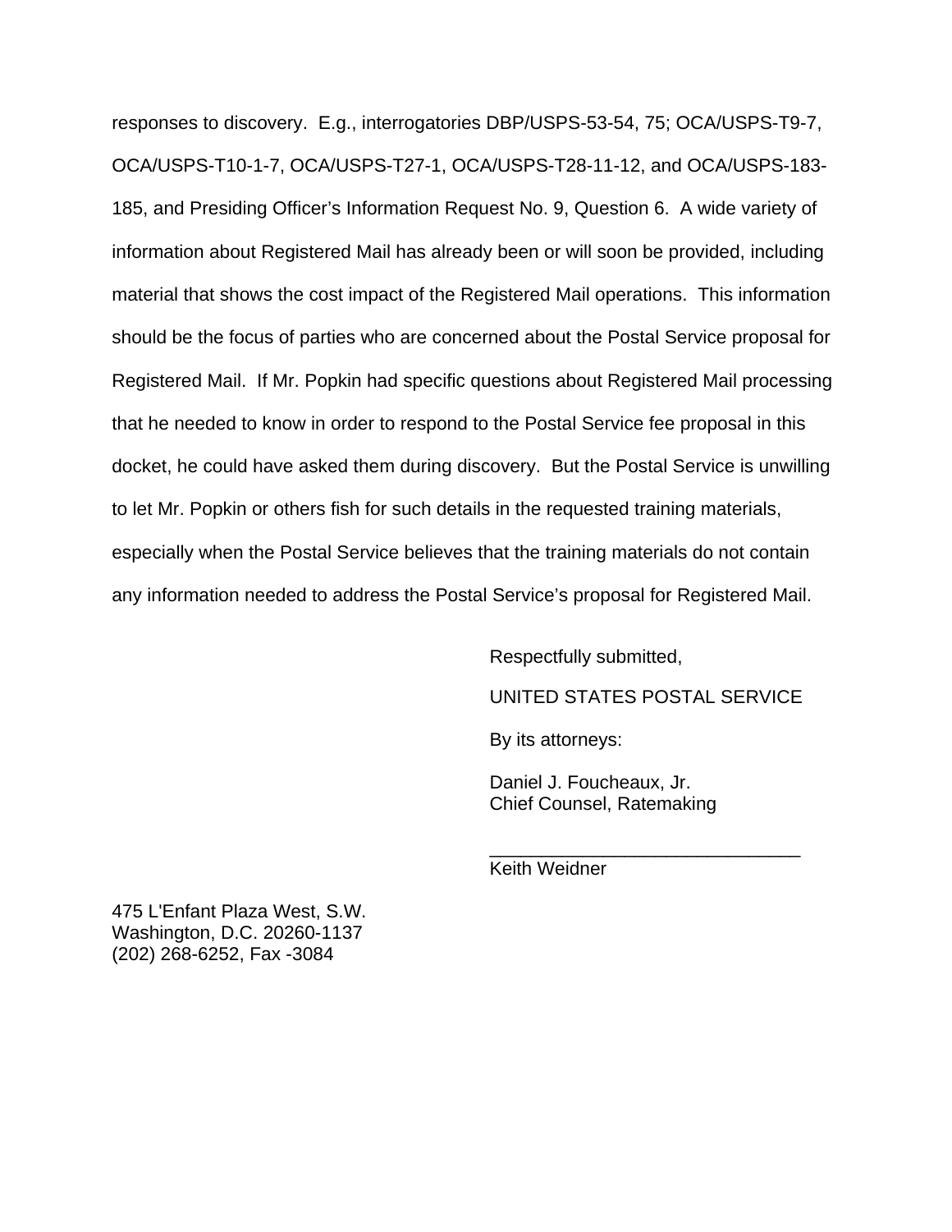responses to discovery. E.g., interrogatories DBP/USPS-53-54, 75; OCA/USPS-T9-7, OCA/USPS-T10-1-7, OCA/USPS-T27-1, OCA/USPS-T28-11-12, and OCA/USPS-183-185, and Presiding Officer's Information Request No. 9, Question 6. A wide variety of information about Registered Mail has already been or will soon be provided, including material that shows the cost impact of the Registered Mail operations. This information should be the focus of parties who are concerned about the Postal Service proposal for Registered Mail. If Mr. Popkin had specific questions about Registered Mail processing that he needed to know in order to respond to the Postal Service fee proposal in this docket, he could have asked them during discovery. But the Postal Service is unwilling to let Mr. Popkin or others fish for such details in the requested training materials, especially when the Postal Service believes that the training materials do not contain any information needed to address the Postal Service's proposal for Registered Mail.

Respectfully submitted,

UNITED STATES POSTAL SERVICE

By its attorneys:

Daniel J. Foucheaux, Jr.
Chief Counsel, Ratemaking

_______________________________
Keith Weidner

475 L'Enfant Plaza West, S.W.
Washington, D.C. 20260-1137
(202) 268-6252, Fax -3084